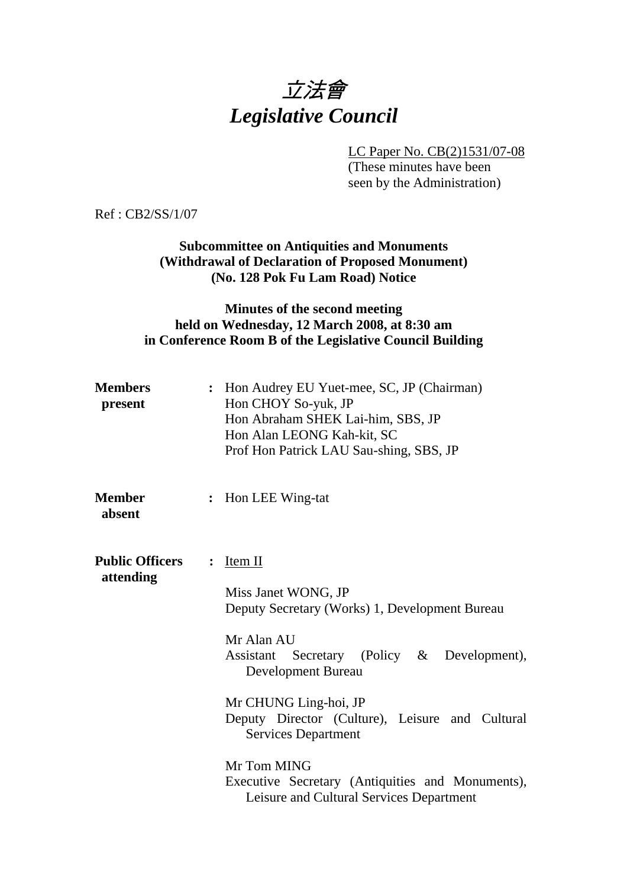# *立法會*
# *Legislative Council*

LC Paper No. CB(2)1531/07-08
(These minutes have been seen by the Administration)

Ref : CB2/SS/1/07

**Subcommittee on Antiquities and Monuments (Withdrawal of Declaration of Proposed Monument) (No. 128 Pok Fu Lam Road) Notice**

**Minutes of the second meeting held on Wednesday, 12 March 2008, at 8:30 am in Conference Room B of the Legislative Council Building**

**Members present** : Hon Audrey EU Yuet-mee, SC, JP (Chairman)
Hon CHOY So-yuk, JP
Hon Abraham SHEK Lai-him, SBS, JP
Hon Alan LEONG Kah-kit, SC
Prof Hon Patrick LAU Sau-shing, SBS, JP

**Member absent** : Hon LEE Wing-tat

**Public Officers attending** : Item II

Miss Janet WONG, JP
Deputy Secretary (Works) 1, Development Bureau

Mr Alan AU
Assistant Secretary (Policy & Development), Development Bureau

Mr CHUNG Ling-hoi, JP
Deputy Director (Culture), Leisure and Cultural Services Department

Mr Tom MING
Executive Secretary (Antiquities and Monuments), Leisure and Cultural Services Department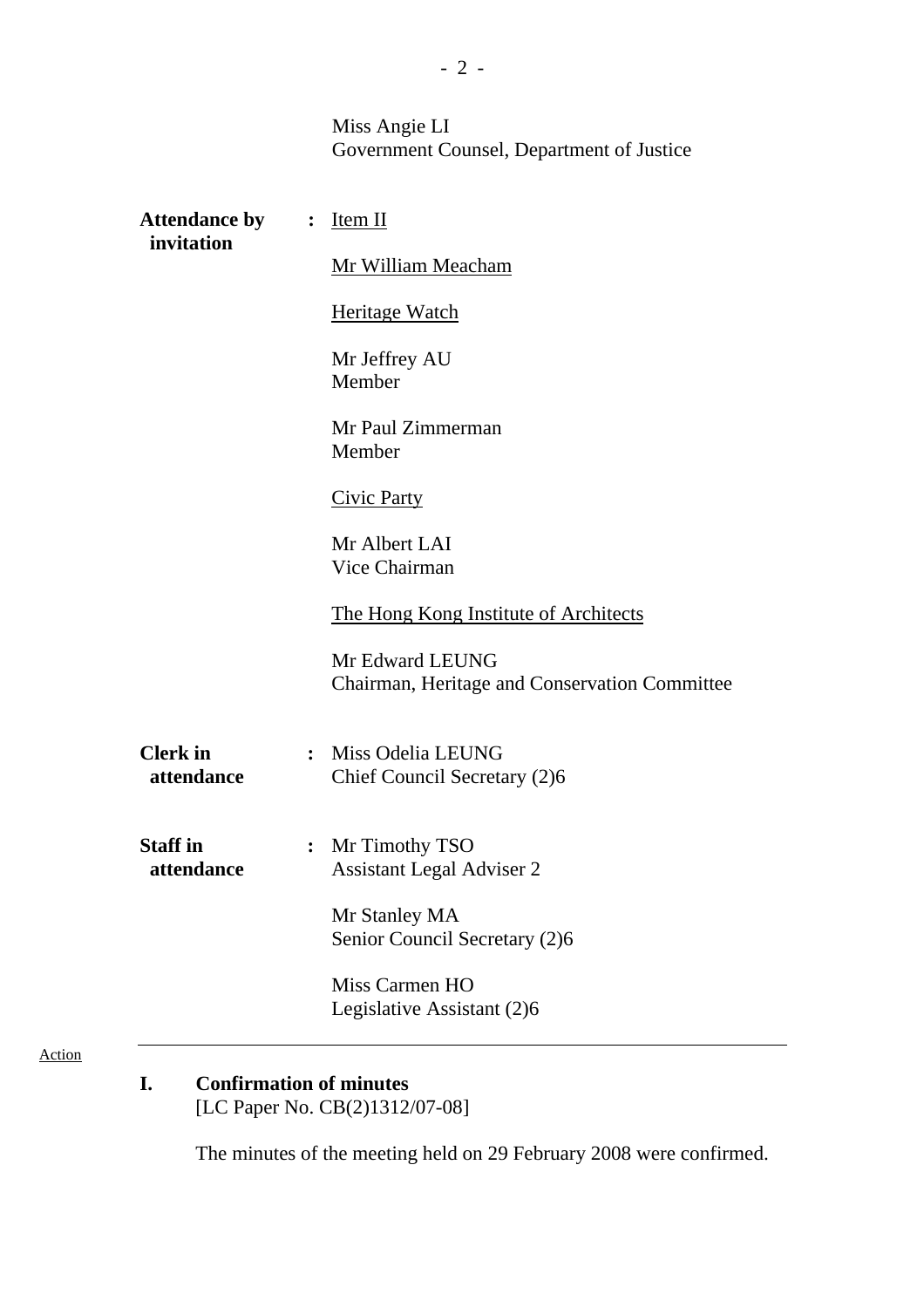Miss Angie LI
Government Counsel, Department of Justice

**Attendance by invitation** : Item II

Mr William Meacham

Heritage Watch

Mr Jeffrey AU
Member

Mr Paul Zimmerman
Member

Civic Party

Mr Albert LAI
Vice Chairman

The Hong Kong Institute of Architects

Mr Edward LEUNG
Chairman, Heritage and Conservation Committee

**Clerk in attendance** : Miss Odelia LEUNG
Chief Council Secretary (2)6

**Staff in attendance** : Mr Timothy TSO
Assistant Legal Adviser 2

Mr Stanley MA
Senior Council Secretary (2)6

Miss Carmen HO
Legislative Assistant (2)6

---

Action

## I. Confirmation of minutes

[LC Paper No. CB(2)1312/07-08]

The minutes of the meeting held on 29 February 2008 were confirmed.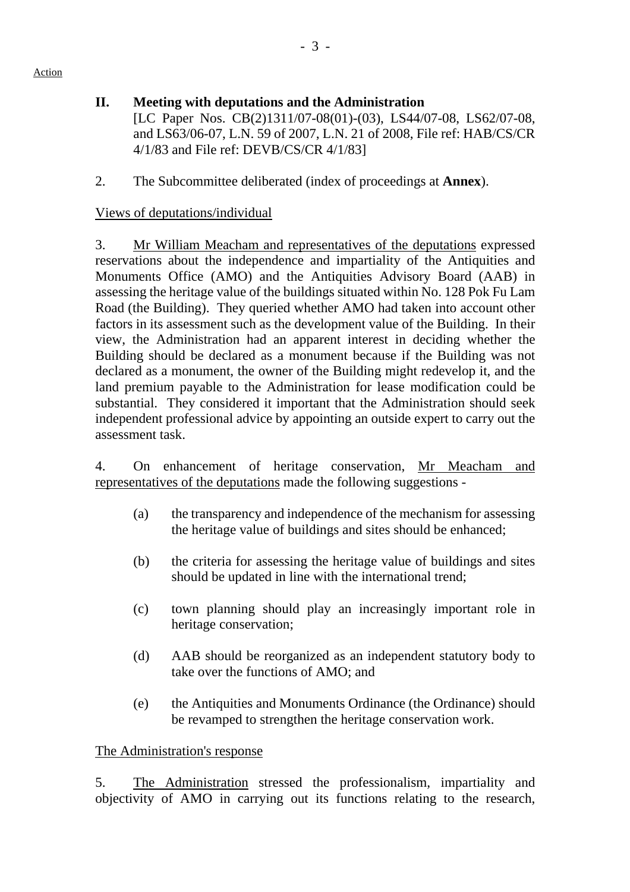Action

## II. Meeting with deputations and the Administration

[LC Paper Nos. CB(2)1311/07-08(01)-(03), LS44/07-08, LS62/07-08, and LS63/06-07, L.N. 59 of 2007, L.N. 21 of 2008, File ref: HAB/CS/CR 4/1/83 and File ref: DEVB/CS/CR 4/1/83]

2. The Subcommittee deliberated (index of proceedings at **Annex**).

Views of deputations/individual

3. Mr William Meacham and representatives of the deputations expressed reservations about the independence and impartiality of the Antiquities and Monuments Office (AMO) and the Antiquities Advisory Board (AAB) in assessing the heritage value of the buildings situated within No. 128 Pok Fu Lam Road (the Building). They queried whether AMO had taken into account other factors in its assessment such as the development value of the Building. In their view, the Administration had an apparent interest in deciding whether the Building should be declared as a monument because if the Building was not declared as a monument, the owner of the Building might redevelop it, and the land premium payable to the Administration for lease modification could be substantial. They considered it important that the Administration should seek independent professional advice by appointing an outside expert to carry out the assessment task.

4. On enhancement of heritage conservation, Mr Meacham and representatives of the deputations made the following suggestions -

(a) the transparency and independence of the mechanism for assessing the heritage value of buildings and sites should be enhanced;

(b) the criteria for assessing the heritage value of buildings and sites should be updated in line with the international trend;

(c) town planning should play an increasingly important role in heritage conservation;

(d) AAB should be reorganized as an independent statutory body to take over the functions of AMO; and

(e) the Antiquities and Monuments Ordinance (the Ordinance) should be revamped to strengthen the heritage conservation work.

The Administration's response

5. The Administration stressed the professionalism, impartiality and objectivity of AMO in carrying out its functions relating to the research,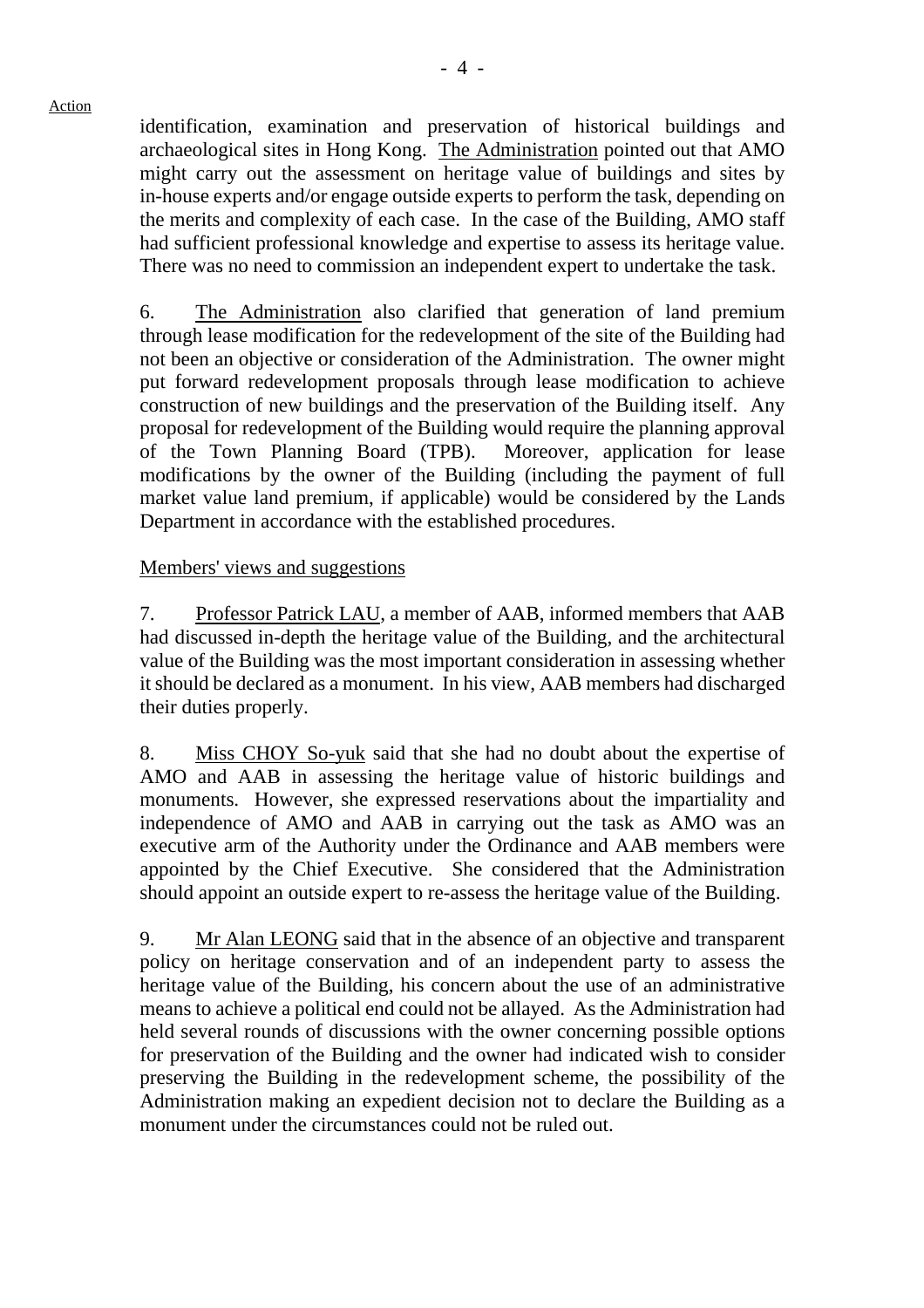identification, examination and preservation of historical buildings and archaeological sites in Hong Kong. The Administration pointed out that AMO might carry out the assessment on heritage value of buildings and sites by in-house experts and/or engage outside experts to perform the task, depending on the merits and complexity of each case. In the case of the Building, AMO staff had sufficient professional knowledge and expertise to assess its heritage value. There was no need to commission an independent expert to undertake the task.

6. The Administration also clarified that generation of land premium through lease modification for the redevelopment of the site of the Building had not been an objective or consideration of the Administration. The owner might put forward redevelopment proposals through lease modification to achieve construction of new buildings and the preservation of the Building itself. Any proposal for redevelopment of the Building would require the planning approval of the Town Planning Board (TPB). Moreover, application for lease modifications by the owner of the Building (including the payment of full market value land premium, if applicable) would be considered by the Lands Department in accordance with the established procedures.

Members' views and suggestions

7. Professor Patrick LAU, a member of AAB, informed members that AAB had discussed in-depth the heritage value of the Building, and the architectural value of the Building was the most important consideration in assessing whether it should be declared as a monument. In his view, AAB members had discharged their duties properly.

8. Miss CHOY So-yuk said that she had no doubt about the expertise of AMO and AAB in assessing the heritage value of historic buildings and monuments. However, she expressed reservations about the impartiality and independence of AMO and AAB in carrying out the task as AMO was an executive arm of the Authority under the Ordinance and AAB members were appointed by the Chief Executive. She considered that the Administration should appoint an outside expert to re-assess the heritage value of the Building.

9. Mr Alan LEONG said that in the absence of an objective and transparent policy on heritage conservation and of an independent party to assess the heritage value of the Building, his concern about the use of an administrative means to achieve a political end could not be allayed. As the Administration had held several rounds of discussions with the owner concerning possible options for preservation of the Building and the owner had indicated wish to consider preserving the Building in the redevelopment scheme, the possibility of the Administration making an expedient decision not to declare the Building as a monument under the circumstances could not be ruled out.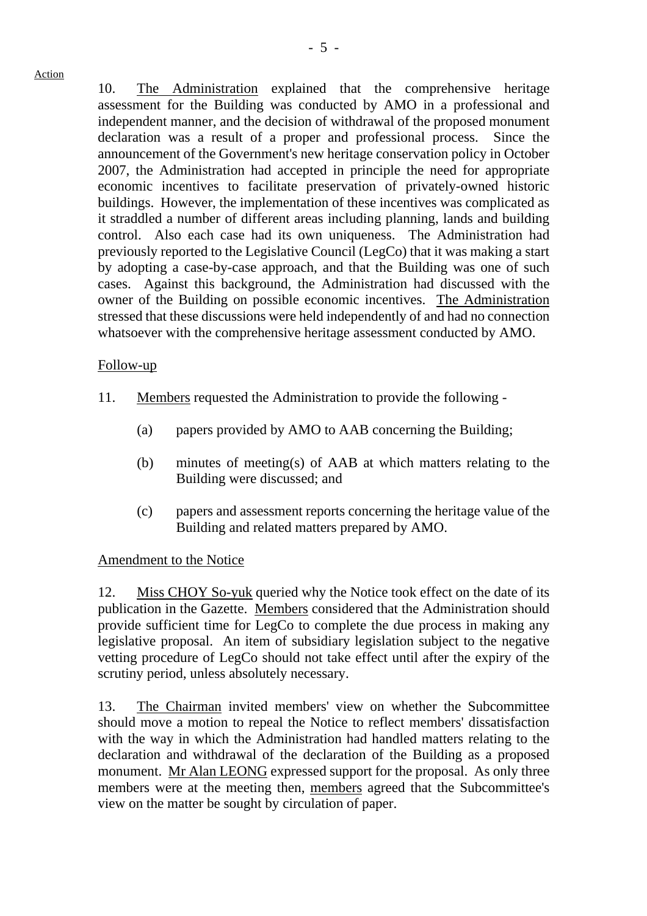Action

10. The Administration explained that the comprehensive heritage assessment for the Building was conducted by AMO in a professional and independent manner, and the decision of withdrawal of the proposed monument declaration was a result of a proper and professional process. Since the announcement of the Government's new heritage conservation policy in October 2007, the Administration had accepted in principle the need for appropriate economic incentives to facilitate preservation of privately-owned historic buildings. However, the implementation of these incentives was complicated as it straddled a number of different areas including planning, lands and building control. Also each case had its own uniqueness. The Administration had previously reported to the Legislative Council (LegCo) that it was making a start by adopting a case-by-case approach, and that the Building was one of such cases. Against this background, the Administration had discussed with the owner of the Building on possible economic incentives. The Administration stressed that these discussions were held independently of and had no connection whatsoever with the comprehensive heritage assessment conducted by AMO.

Follow-up

11. Members requested the Administration to provide the following -

(a) papers provided by AMO to AAB concerning the Building;

(b) minutes of meeting(s) of AAB at which matters relating to the Building were discussed; and

(c) papers and assessment reports concerning the heritage value of the Building and related matters prepared by AMO.

Amendment to the Notice

12. Miss CHOY So-yuk queried why the Notice took effect on the date of its publication in the Gazette. Members considered that the Administration should provide sufficient time for LegCo to complete the due process in making any legislative proposal. An item of subsidiary legislation subject to the negative vetting procedure of LegCo should not take effect until after the expiry of the scrutiny period, unless absolutely necessary.

13. The Chairman invited members' view on whether the Subcommittee should move a motion to repeal the Notice to reflect members' dissatisfaction with the way in which the Administration had handled matters relating to the declaration and withdrawal of the declaration of the Building as a proposed monument. Mr Alan LEONG expressed support for the proposal. As only three members were at the meeting then, members agreed that the Subcommittee's view on the matter be sought by circulation of paper.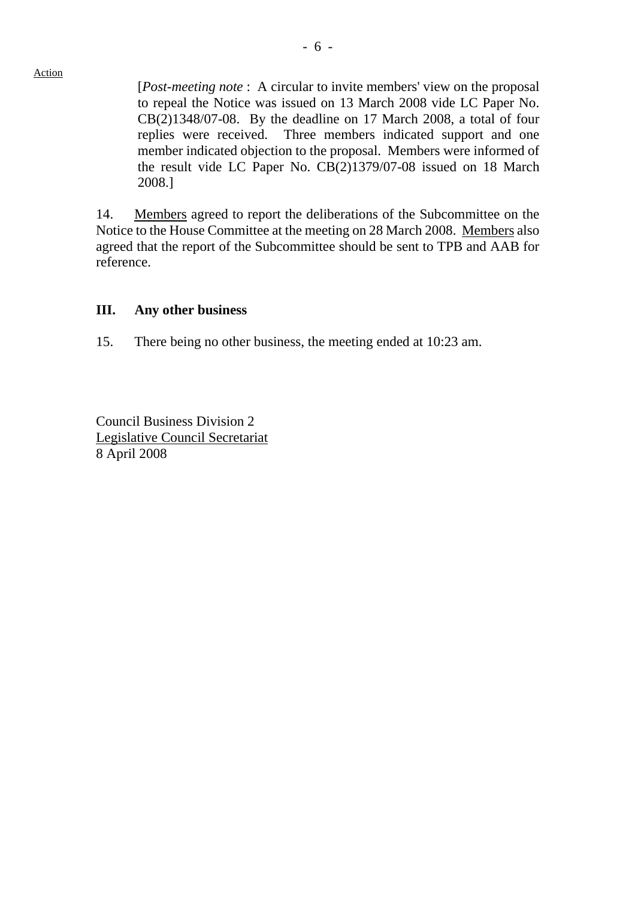Action

[*Post-meeting note* : A circular to invite members' view on the proposal to repeal the Notice was issued on 13 March 2008 vide LC Paper No. CB(2)1348/07-08. By the deadline on 17 March 2008, a total of four replies were received. Three members indicated support and one member indicated objection to the proposal. Members were informed of the result vide LC Paper No. CB(2)1379/07-08 issued on 18 March 2008.]

14. Members agreed to report the deliberations of the Subcommittee on the Notice to the House Committee at the meeting on 28 March 2008. Members also agreed that the report of the Subcommittee should be sent to TPB and AAB for reference.

### III. Any other business

15. There being no other business, the meeting ended at 10:23 am.

Council Business Division 2
Legislative Council Secretariat
8 April 2008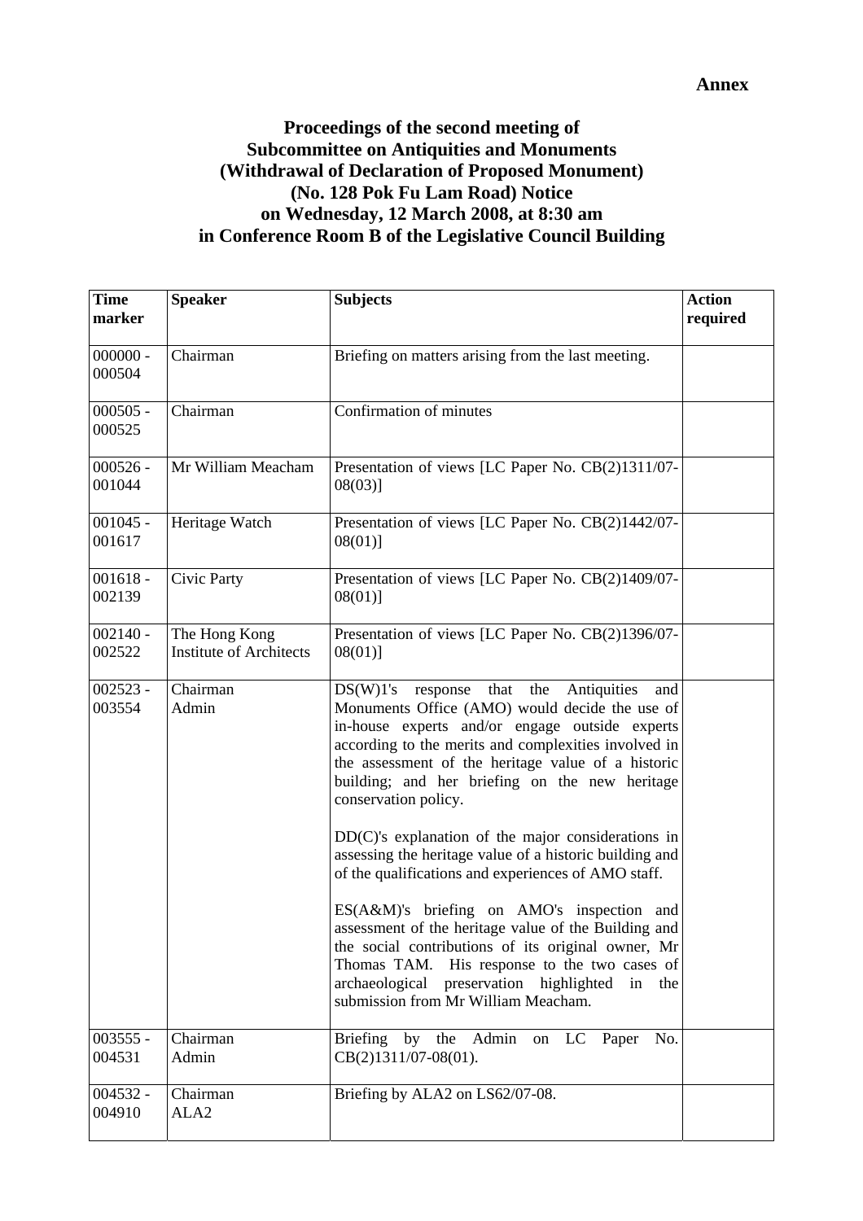**Annex**

# Proceedings of the second meeting of Subcommittee on Antiquities and Monuments (Withdrawal of Declaration of Proposed Monument) (No. 128 Pok Fu Lam Road) Notice on Wednesday, 12 March 2008, at 8:30 am in Conference Room B of the Legislative Council Building

| Time marker | Speaker | Subjects | Action required |
|---|---|---|---|
| 000000 - 000504 | Chairman | Briefing on matters arising from the last meeting. | |
| 000505 - 000525 | Chairman | Confirmation of minutes | |
| 000526 - 001044 | Mr William Meacham | Presentation of views [LC Paper No. CB(2)1311/07-08(03)] | |
| 001045 - 001617 | Heritage Watch | Presentation of views [LC Paper No. CB(2)1442/07-08(01)] | |
| 001618 - 002139 | Civic Party | Presentation of views [LC Paper No. CB(2)1409/07-08(01)] | |
| 002140 - 002522 | The Hong Kong Institute of Architects | Presentation of views [LC Paper No. CB(2)1396/07-08(01)] | |
| 002523 - 003554 | Chairman<br>Admin | DS(W)1's response that the Antiquities and Monuments Office (AMO) would decide the use of in-house experts and/or engage outside experts according to the merits and complexities involved in the assessment of the heritage value of a historic building; and her briefing on the new heritage conservation policy.<br><br>DD(C)'s explanation of the major considerations in assessing the heritage value of a historic building and of the qualifications and experiences of AMO staff.<br><br>ES(A&M)'s briefing on AMO's inspection and assessment of the heritage value of the Building and the social contributions of its original owner, Mr Thomas TAM. His response to the two cases of archaeological preservation highlighted in the submission from Mr William Meacham. | |
| 003555 - 004531 | Chairman<br>Admin | Briefing by the Admin on LC Paper No. CB(2)1311/07-08(01). | |
| 004532 - 004910 | Chairman<br>ALA2 | Briefing by ALA2 on LS62/07-08. | |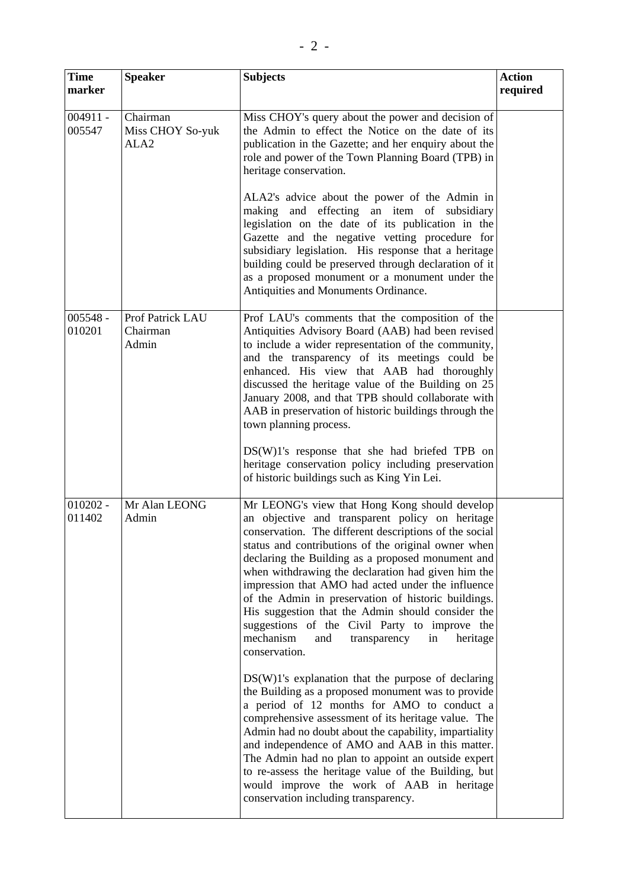| Time marker | Speaker | Subjects | Action required |
|---|---|---|---|
| 004911 - 005547 | Chairman<br>Miss CHOY So-yuk<br>ALA2 | Miss CHOY's query about the power and decision of the Admin to effect the Notice on the date of its publication in the Gazette; and her enquiry about the role and power of the Town Planning Board (TPB) in heritage conservation.<br><br>ALA2's advice about the power of the Admin in making and effecting an item of subsidiary legislation on the date of its publication in the Gazette and the negative vetting procedure for subsidiary legislation. His response that a heritage building could be preserved through declaration of it as a proposed monument or a monument under the Antiquities and Monuments Ordinance. | |
| 005548 - 010201 | Prof Patrick LAU<br>Chairman<br>Admin | Prof LAU's comments that the composition of the Antiquities Advisory Board (AAB) had been revised to include a wider representation of the community, and the transparency of its meetings could be enhanced. His view that AAB had thoroughly discussed the heritage value of the Building on 25 January 2008, and that TPB should collaborate with AAB in preservation of historic buildings through the town planning process.<br><br>DS(W)1's response that she had briefed TPB on heritage conservation policy including preservation of historic buildings such as King Yin Lei. | |
| 010202 - 011402 | Mr Alan LEONG<br>Admin | Mr LEONG's view that Hong Kong should develop an objective and transparent policy on heritage conservation. The different descriptions of the social status and contributions of the original owner when declaring the Building as a proposed monument and when withdrawing the declaration had given him the impression that AMO had acted under the influence of the Admin in preservation of historic buildings. His suggestion that the Admin should consider the suggestions of the Civil Party to improve the mechanism and transparency in heritage conservation.<br><br>DS(W)1's explanation that the purpose of declaring the Building as a proposed monument was to provide a period of 12 months for AMO to conduct a comprehensive assessment of its heritage value. The Admin had no doubt about the capability, impartiality and independence of AMO and AAB in this matter. The Admin had no plan to appoint an outside expert to re-assess the heritage value of the Building, but would improve the work of AAB in heritage conservation including transparency. | |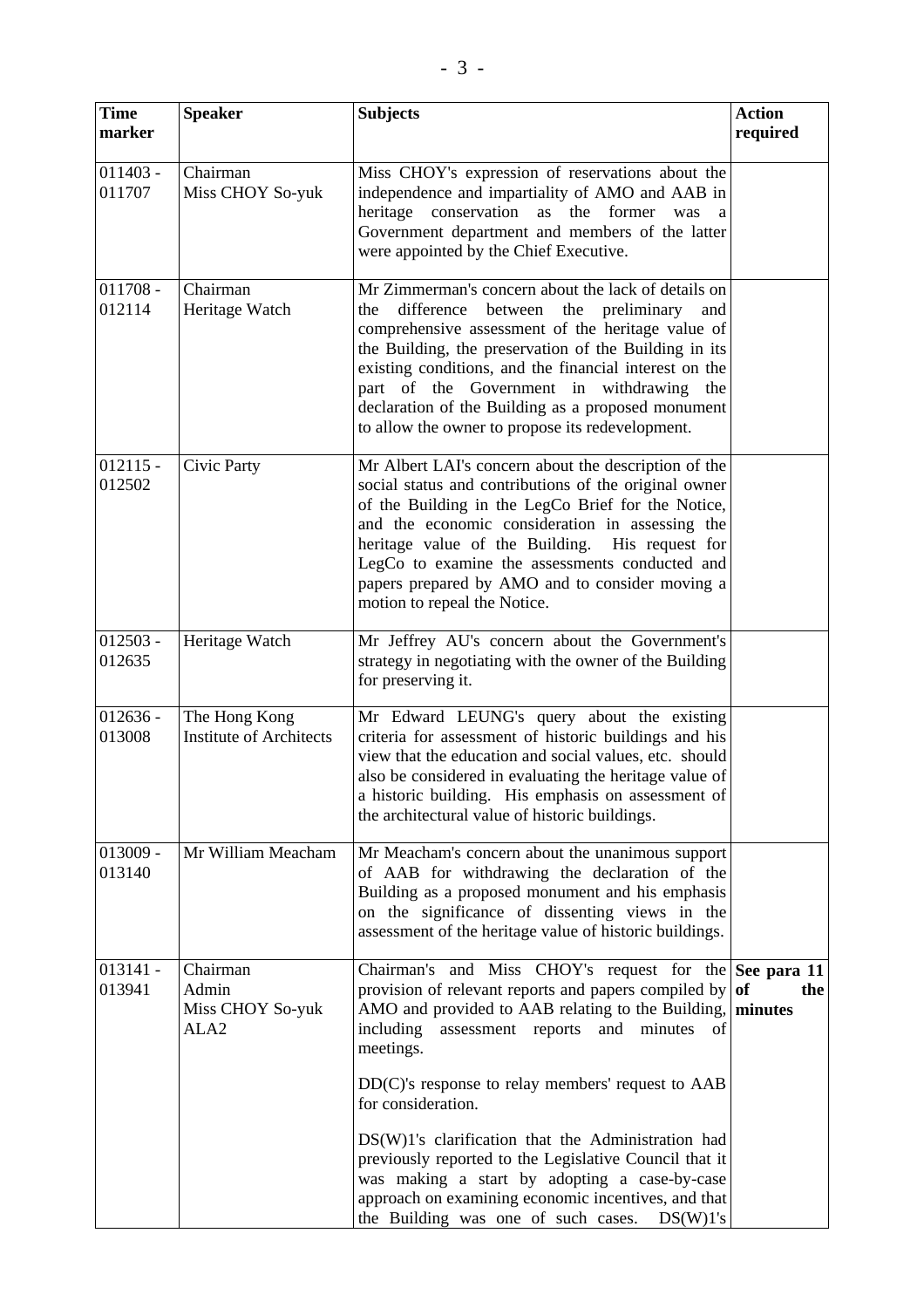| Time marker | Speaker | Subjects | Action required |
|---|---|---|---|
| 011403 - 011707 | Chairman<br>Miss CHOY So-yuk | Miss CHOY's expression of reservations about the independence and impartiality of AMO and AAB in heritage conservation as the former was a Government department and members of the latter were appointed by the Chief Executive. | |
| 011708 - 012114 | Chairman<br>Heritage Watch | Mr Zimmerman's concern about the lack of details on the difference between the preliminary and comprehensive assessment of the heritage value of the Building, the preservation of the Building in its existing conditions, and the financial interest on the part of the Government in withdrawing the declaration of the Building as a proposed monument to allow the owner to propose its redevelopment. | |
| 012115 - 012502 | Civic Party | Mr Albert LAI's concern about the description of the social status and contributions of the original owner of the Building in the LegCo Brief for the Notice, and the economic consideration in assessing the heritage value of the Building. His request for LegCo to examine the assessments conducted and papers prepared by AMO and to consider moving a motion to repeal the Notice. | |
| 012503 - 012635 | Heritage Watch | Mr Jeffrey AU's concern about the Government's strategy in negotiating with the owner of the Building for preserving it. | |
| 012636 - 013008 | The Hong Kong Institute of Architects | Mr Edward LEUNG's query about the existing criteria for assessment of historic buildings and his view that the education and social values, etc. should also be considered in evaluating the heritage value of a historic building. His emphasis on assessment of the architectural value of historic buildings. | |
| 013009 - 013140 | Mr William Meacham | Mr Meacham's concern about the unanimous support of AAB for withdrawing the declaration of the Building as a proposed monument and his emphasis on the significance of dissenting views in the assessment of the heritage value of historic buildings. | |
| 013141 - 013941 | Chairman<br>Admin<br>Miss CHOY So-yuk<br>ALA2 | Chairman's and Miss CHOY's request for the provision of relevant reports and papers compiled by AMO and provided to AAB relating to the Building, including assessment reports and minutes of meetings.<br><br>DD(C)'s response to relay members' request to AAB for consideration.<br><br>DS(W)1's clarification that the Administration had previously reported to the Legislative Council that it was making a start by adopting a case-by-case approach on examining economic incentives, and that the Building was one of such cases. DS(W)1's | **See para 11 of the minutes** |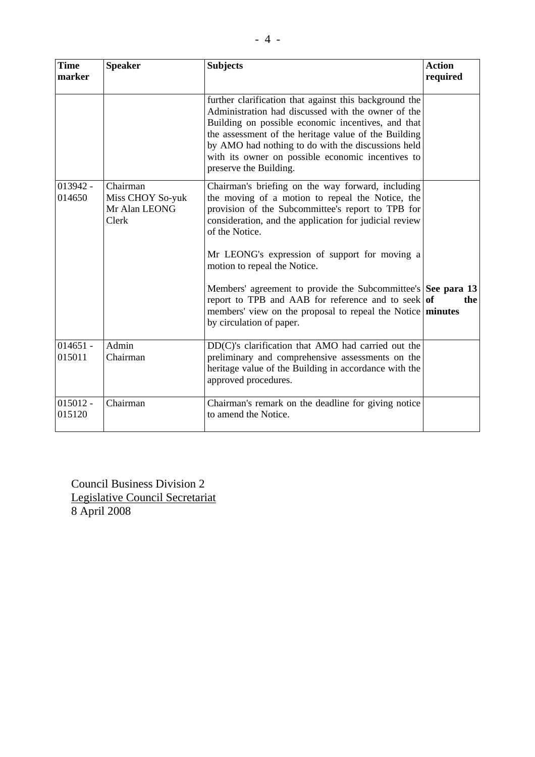| Time marker | Speaker | Subjects | Action required |
|---|---|---|---|
| | | further clarification that against this background the Administration had discussed with the owner of the Building on possible economic incentives, and that the assessment of the heritage value of the Building by AMO had nothing to do with the discussions held with its owner on possible economic incentives to preserve the Building. | |
| 013942 - 014650 | Chairman<br>Miss CHOY So-yuk<br>Mr Alan LEONG<br>Clerk | Chairman's briefing on the way forward, including the moving of a motion to repeal the Notice, the provision of the Subcommittee's report to TPB for consideration, and the application for judicial review of the Notice.<br><br>Mr LEONG's expression of support for moving a motion to repeal the Notice.<br><br>Members' agreement to provide the Subcommittee's report to TPB and AAB for reference and to seek members' view on the proposal to repeal the Notice by circulation of paper. | **See para 13 of the minutes** |
| 014651 - 015011 | Admin<br>Chairman | DD(C)'s clarification that AMO had carried out the preliminary and comprehensive assessments on the heritage value of the Building in accordance with the approved procedures. | |
| 015012 - 015120 | Chairman | Chairman's remark on the deadline for giving notice to amend the Notice. | |

Council Business Division 2
Legislative Council Secretariat
8 April 2008